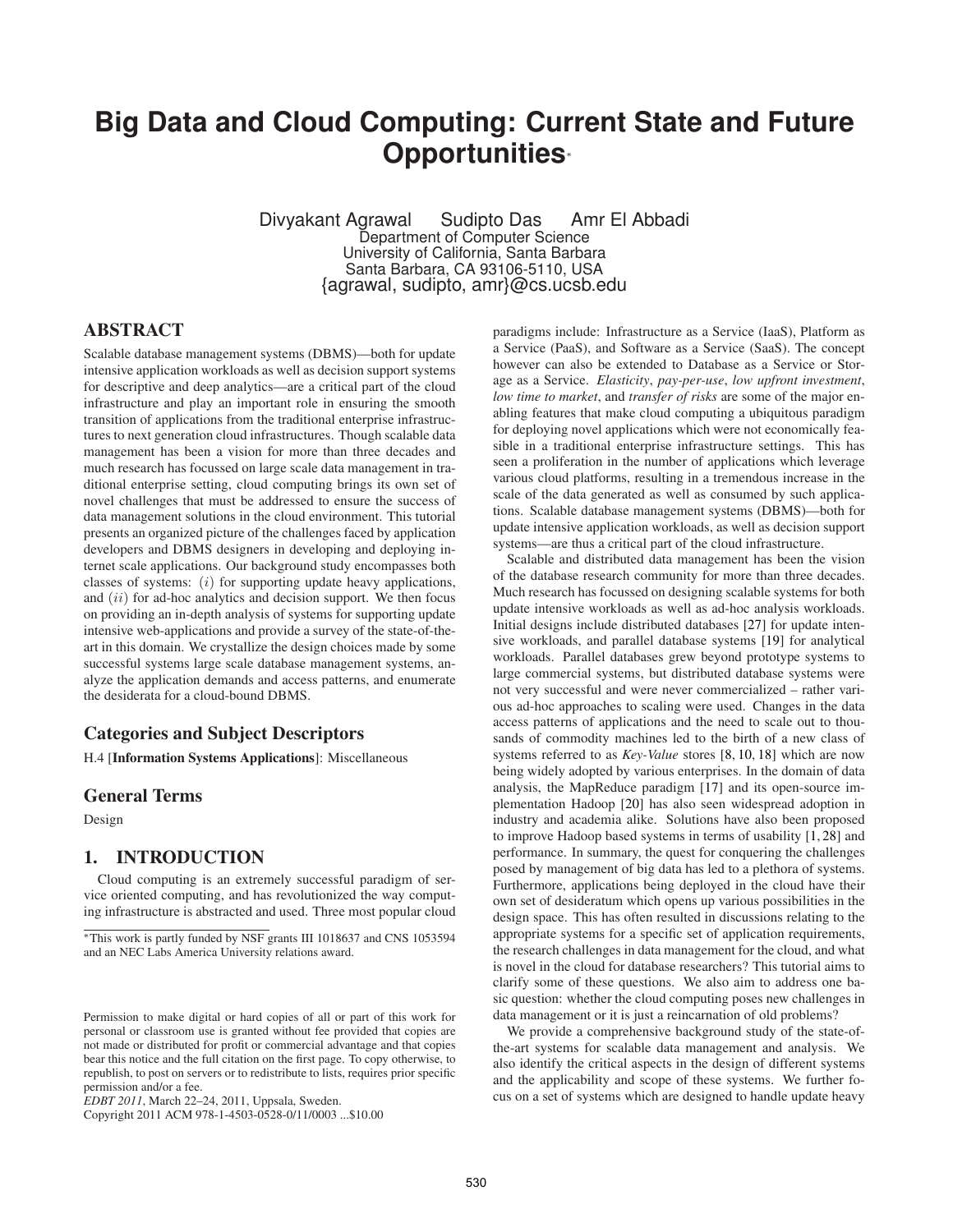# Big Data and Cloud Computing: Current State and Future Opportunities*

Divyakant Agrawal Sudipto Das Amr El Abbadi
Department of Computer Science
University of California, Santa Barbara
Santa Barbara, CA 93106-5110, USA
{agrawal, sudipto, amr}@cs.ucsb.edu

## ABSTRACT

Scalable database management systems (DBMS)—both for update intensive application workloads as well as decision support systems for descriptive and deep analytics—are a critical part of the cloud infrastructure and play an important role in ensuring the smooth transition of applications from the traditional enterprise infrastructures to next generation cloud infrastructures. Though scalable data management has been a vision for more than three decades and much research has focussed on large scale data management in traditional enterprise setting, cloud computing brings its own set of novel challenges that must be addressed to ensure the success of data management solutions in the cloud environment. This tutorial presents an organized picture of the challenges faced by application developers and DBMS designers in developing and deploying internet scale applications. Our background study encompasses both classes of systems: $(i)$ for supporting update heavy applications, and $(ii)$ for ad-hoc analytics and decision support. We then focus on providing an in-depth analysis of systems for supporting update intensive web-applications and provide a survey of the state-of-the-art in this domain. We crystallize the design choices made by some successful systems large scale database management systems, analyze the application demands and access patterns, and enumerate the desiderata for a cloud-bound DBMS.

### Categories and Subject Descriptors

H.4 [**Information Systems Applications**]: Miscellaneous

### General Terms

Design

## 1. INTRODUCTION

Cloud computing is an extremely successful paradigm of service oriented computing, and has revolutionized the way computing infrastructure is abstracted and used. Three most popular cloud paradigms include: Infrastructure as a Service (IaaS), Platform as a Service (PaaS), and Software as a Service (SaaS). The concept however can also be extended to Database as a Service or Storage as a Service. *Elasticity*, *pay-per-use*, *low upfront investment*, *low time to market*, and *transfer of risks* are some of the major enabling features that make cloud computing a ubiquitous paradigm for deploying novel applications which were not economically feasible in a traditional enterprise infrastructure settings. This has seen a proliferation in the number of applications which leverage various cloud platforms, resulting in a tremendous increase in the scale of the data generated as well as consumed by such applications. Scalable database management systems (DBMS)—both for update intensive application workloads, as well as decision support systems—are thus a critical part of the cloud infrastructure.

Scalable and distributed data management has been the vision of the database research community for more than three decades. Much research has focussed on designing scalable systems for both update intensive workloads as well as ad-hoc analysis workloads. Initial designs include distributed databases [27] for update intensive workloads, and parallel database systems [19] for analytical workloads. Parallel databases grew beyond prototype systems to large commercial systems, but distributed database systems were not very successful and were never commercialized – rather various ad-hoc approaches to scaling were used. Changes in the data access patterns of applications and the need to scale out to thousands of commodity machines led to the birth of a new class of systems referred to as *Key-Value* stores [8, 10, 18] which are now being widely adopted by various enterprises. In the domain of data analysis, the MapReduce paradigm [17] and its open-source implementation Hadoop [20] has also seen widespread adoption in industry and academia alike. Solutions have also been proposed to improve Hadoop based systems in terms of usability [1, 28] and performance. In summary, the quest for conquering the challenges posed by management of big data has led to a plethora of systems. Furthermore, applications being deployed in the cloud have their own set of desideratum which opens up various possibilities in the design space. This has often resulted in discussions relating to the appropriate systems for a specific set of application requirements, the research challenges in data management for the cloud, and what is novel in the cloud for database researchers? This tutorial aims to clarify some of these questions. We also aim to address one basic question: whether the cloud computing poses new challenges in data management or it is just a reincarnation of old problems?

We provide a comprehensive background study of the state-of-the-art systems for scalable data management and analysis. We also identify the critical aspects in the design of different systems and the applicability and scope of these systems. We further focus on a set of systems which are designed to handle update heavy

*This work is partly funded by NSF grants III 1018637 and CNS 1053594 and an NEC Labs America University relations award.

Permission to make digital or hard copies of all or part of this work for personal or classroom use is granted without fee provided that copies are not made or distributed for profit or commercial advantage and that copies bear this notice and the full citation on the first page. To copy otherwise, to republish, to post on servers or to redistribute to lists, requires prior specific permission and/or a fee.
*EDBT 2011*, March 22–24, 2011, Uppsala, Sweden.
Copyright 2011 ACM 978-1-4503-0528-0/11/0003 ...$10.00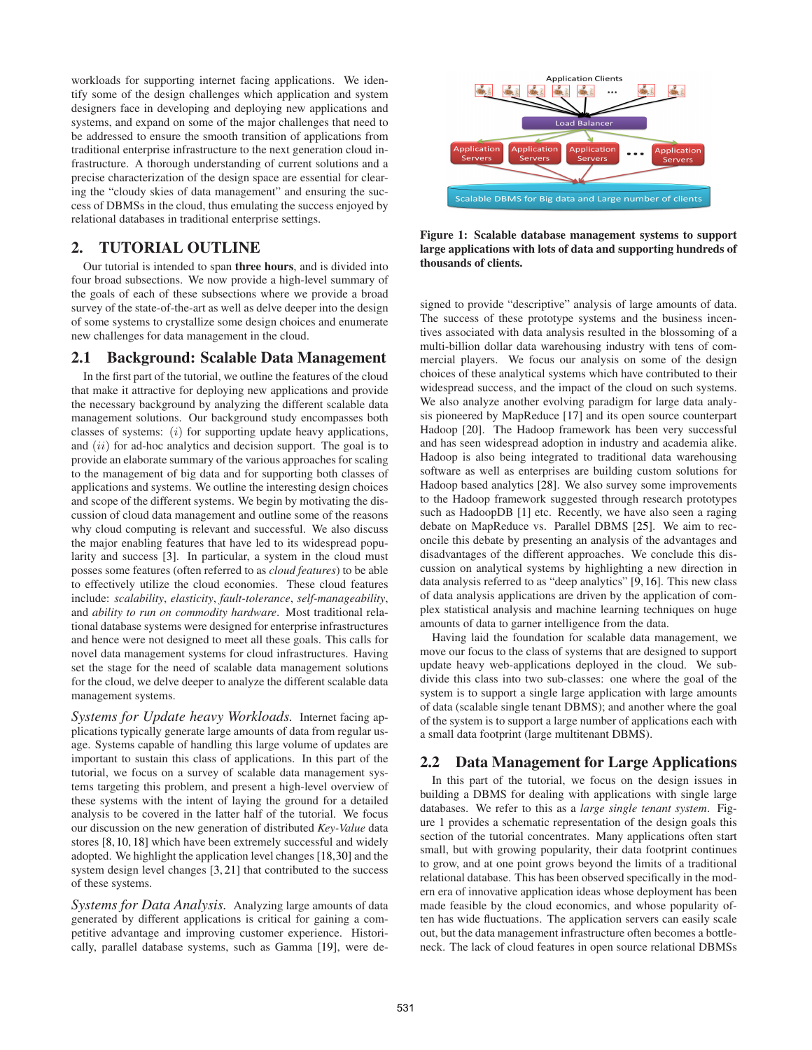workloads for supporting internet facing applications. We identify some of the design challenges which application and system designers face in developing and deploying new applications and systems, and expand on some of the major challenges that need to be addressed to ensure the smooth transition of applications from traditional enterprise infrastructure to the next generation cloud infrastructure. A thorough understanding of current solutions and a precise characterization of the design space are essential for clearing the "cloudy skies of data management" and ensuring the success of DBMSs in the cloud, thus emulating the success enjoyed by relational databases in traditional enterprise settings.

## 2. TUTORIAL OUTLINE

Our tutorial is intended to span **three hours**, and is divided into four broad subsections. We now provide a high-level summary of the goals of each of these subsections where we provide a broad survey of the state-of-the-art as well as delve deeper into the design of some systems to crystallize some design choices and enumerate new challenges for data management in the cloud.

### 2.1 Background: Scalable Data Management

In the first part of the tutorial, we outline the features of the cloud that make it attractive for deploying new applications and provide the necessary background by analyzing the different scalable data management solutions. Our background study encompasses both classes of systems: $(i)$ for supporting update heavy applications, and $(ii)$ for ad-hoc analytics and decision support. The goal is to provide an elaborate summary of the various approaches for scaling to the management of big data and for supporting both classes of applications and systems. We outline the interesting design choices and scope of the different systems. We begin by motivating the discussion of cloud data management and outline some of the reasons why cloud computing is relevant and successful. We also discuss the major enabling features that have led to its widespread popularity and success [3]. In particular, a system in the cloud must posses some features (often referred to as *cloud features*) to be able to effectively utilize the cloud economies. These cloud features include: *scalability*, *elasticity*, *fault-tolerance*, *self-manageability*, and *ability to run on commodity hardware*. Most traditional relational database systems were designed for enterprise infrastructures and hence were not designed to meet all these goals. This calls for novel data management systems for cloud infrastructures. Having set the stage for the need of scalable data management solutions for the cloud, we delve deeper to analyze the different scalable data management systems.

*Systems for Update heavy Workloads.* Internet facing applications typically generate large amounts of data from regular usage. Systems capable of handling this large volume of updates are important to sustain this class of applications. In this part of the tutorial, we focus on a survey of scalable data management systems targeting this problem, and present a high-level overview of these systems with the intent of laying the ground for a detailed analysis to be covered in the latter half of the tutorial. We focus our discussion on the new generation of distributed *Key-Value* data stores [8, 10, 18] which have been extremely successful and widely adopted. We highlight the application level changes [18,30] and the system design level changes [3, 21] that contributed to the success of these systems.

*Systems for Data Analysis.* Analyzing large amounts of data generated by different applications is critical for gaining a competitive advantage and improving customer experience. Historically, parallel database systems, such as Gamma [19], were designed to provide "descriptive" analysis of large amounts of data. The success of these prototype systems and the business incentives associated with data analysis resulted in the blossoming of a multi-billion dollar data warehousing industry with tens of commercial players. We focus our analysis on some of the design choices of these analytical systems which have contributed to their widespread success, and the impact of the cloud on such systems. We also analyze another evolving paradigm for large data analysis pioneered by MapReduce [17] and its open source counterpart Hadoop [20]. The Hadoop framework has been very successful and has seen widespread adoption in industry and academia alike. Hadoop is also being integrated to traditional data warehousing software as well as enterprises are building custom solutions for Hadoop based analytics [28]. We also survey some improvements to the Hadoop framework suggested through research prototypes such as HadoopDB [1] etc. Recently, we have also seen a raging debate on MapReduce vs. Parallel DBMS [25]. We aim to reconcile this debate by presenting an analysis of the advantages and disadvantages of the different approaches. We conclude this discussion on analytical systems by highlighting a new direction in data analysis referred to as "deep analytics" [9, 16]. This new class of data analysis applications are driven by the application of complex statistical analysis and machine learning techniques on huge amounts of data to garner intelligence from the data.

Having laid the foundation for scalable data management, we move our focus to the class of systems that are designed to support update heavy web-applications deployed in the cloud. We subdivide this class into two sub-classes: one where the goal of the system is to support a single large application with large amounts of data (scalable single tenant DBMS); and another where the goal of the system is to support a large number of applications each with a small data footprint (large multitenant DBMS).

Application Clients

Load Balancer

Application Servers

Application Servers

Application Servers

...

Application Servers

Scalable DBMS for Big data and Large number of clients

**Figure 1: Scalable database management systems to support large applications with lots of data and supporting hundreds of thousands of clients.**

### 2.2 Data Management for Large Applications

In this part of the tutorial, we focus on the design issues in building a DBMS for dealing with applications with single large databases. We refer to this as a *large single tenant system*. Figure 1 provides a schematic representation of the design goals this section of the tutorial concentrates. Many applications often start small, but with growing popularity, their data footprint continues to grow, and at one point grows beyond the limits of a traditional relational database. This has been observed specifically in the modern era of innovative application ideas whose deployment has been made feasible by the cloud economics, and whose popularity often has wide fluctuations. The application servers can easily scale out, but the data management infrastructure often becomes a bottleneck. The lack of cloud features in open source relational DBMSs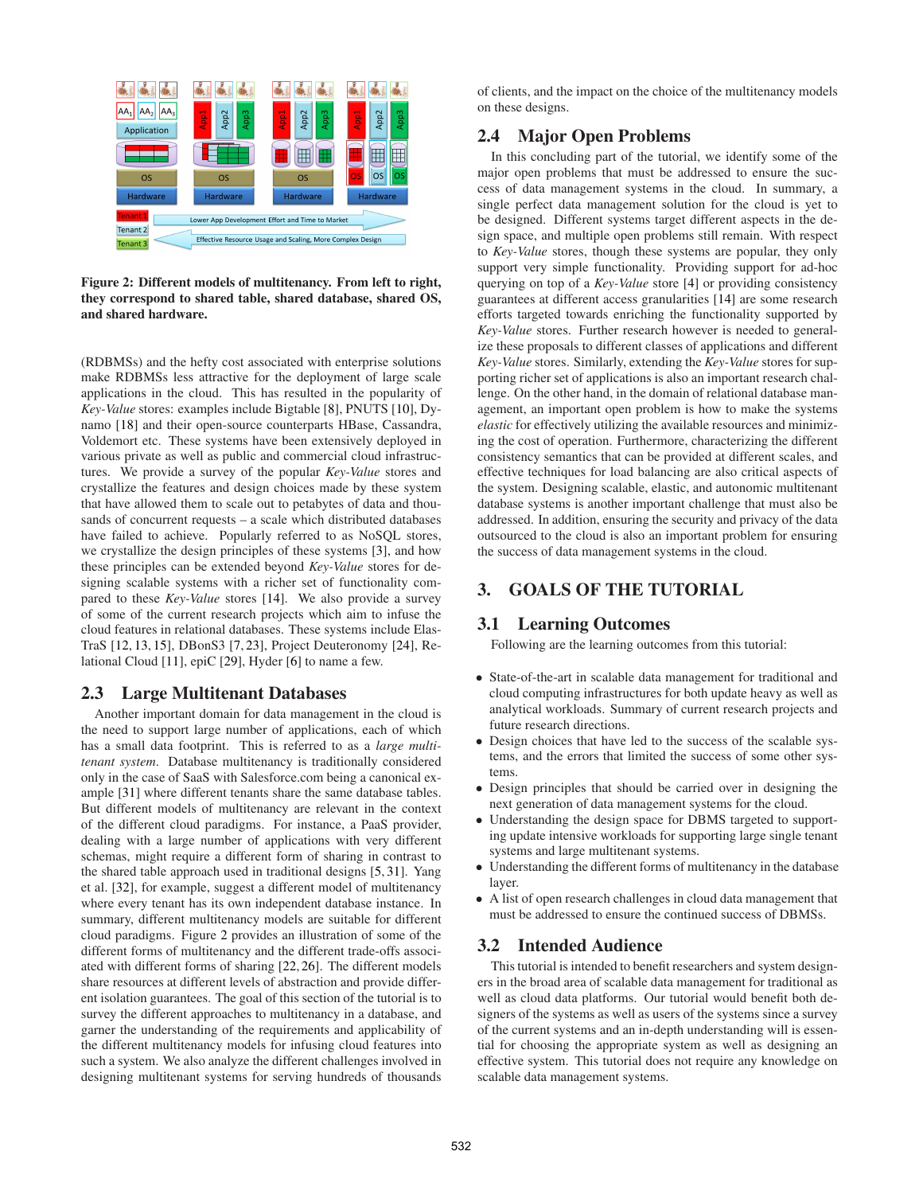**Figure 2: Different models of multitenancy. From left to right, they correspond to shared table, shared database, shared OS, and shared hardware.**

(RDBMSs) and the hefty cost associated with enterprise solutions make RDBMSs less attractive for the deployment of large scale applications in the cloud. This has resulted in the popularity of *Key-Value* stores: examples include Bigtable [8], PNUTS [10], Dynamo [18] and their open-source counterparts HBase, Cassandra, Voldemort etc. These systems have been extensively deployed in various private as well as public and commercial cloud infrastructures. We provide a survey of the popular *Key-Value* stores and crystallize the features and design choices made by these system that have allowed them to scale out to petabytes of data and thousands of concurrent requests – a scale which distributed databases have failed to achieve. Popularly referred to as NoSQL stores, we crystallize the design principles of these systems [3], and how these principles can be extended beyond *Key-Value* stores for designing scalable systems with a richer set of functionality compared to these *Key-Value* stores [14]. We also provide a survey of some of the current research projects which aim to infuse the cloud features in relational databases. These systems include ElasTraS [12, 13, 15], DBonS3 [7, 23], Project Deuteronomy [24], Relational Cloud [11], epiC [29], Hyder [6] to name a few.

## 2.3 Large Multitenant Databases

Another important domain for data management in the cloud is the need to support large number of applications, each of which has a small data footprint. This is referred to as a *large multitenant system*. Database multitenancy is traditionally considered only in the case of SaaS with Salesforce.com being a canonical example [31] where different tenants share the same database tables. But different models of multitenancy are relevant in the context of the different cloud paradigms. For instance, a PaaS provider, dealing with a large number of applications with very different schemas, might require a different form of sharing in contrast to the shared table approach used in traditional designs [5, 31]. Yang et al. [32], for example, suggest a different model of multitenancy where every tenant has its own independent database instance. In summary, different multitenancy models are suitable for different cloud paradigms. Figure 2 provides an illustration of some of the different forms of multitenancy and the different trade-offs associated with different forms of sharing [22, 26]. The different models share resources at different levels of abstraction and provide different isolation guarantees. The goal of this section of the tutorial is to survey the different approaches to multitenancy in a database, and garner the understanding of the requirements and applicability of the different multitenancy models for infusing cloud features into such a system. We also analyze the different challenges involved in designing multitenant systems for serving hundreds of thousands of clients, and the impact on the choice of the multitenancy models on these designs.

## 2.4 Major Open Problems

In this concluding part of the tutorial, we identify some of the major open problems that must be addressed to ensure the success of data management systems in the cloud. In summary, a single perfect data management solution for the cloud is yet to be designed. Different systems target different aspects in the design space, and multiple open problems still remain. With respect to *Key-Value* stores, though these systems are popular, they only support very simple functionality. Providing support for ad-hoc querying on top of a *Key-Value* store [4] or providing consistency guarantees at different access granularities [14] are some research efforts targeted towards enriching the functionality supported by *Key-Value* stores. Further research however is needed to generalize these proposals to different classes of applications and different *Key-Value* stores. Similarly, extending the *Key-Value* stores for supporting richer set of applications is also an important research challenge. On the other hand, in the domain of relational database management, an important open problem is how to make the systems *elastic* for effectively utilizing the available resources and minimizing the cost of operation. Furthermore, characterizing the different consistency semantics that can be provided at different scales, and effective techniques for load balancing are also critical aspects of the system. Designing scalable, elastic, and autonomic multitenant database systems is another important challenge that must also be addressed. In addition, ensuring the security and privacy of the data outsourced to the cloud is also an important problem for ensuring the success of data management systems in the cloud.

# 3. GOALS OF THE TUTORIAL

## 3.1 Learning Outcomes

Following are the learning outcomes from this tutorial:

- State-of-the-art in scalable data management for traditional and cloud computing infrastructures for both update heavy as well as analytical workloads. Summary of current research projects and future research directions.
- Design choices that have led to the success of the scalable systems, and the errors that limited the success of some other systems.
- Design principles that should be carried over in designing the next generation of data management systems for the cloud.
- Understanding the design space for DBMS targeted to supporting update intensive workloads for supporting large single tenant systems and large multitenant systems.
- Understanding the different forms of multitenancy in the database layer.
- A list of open research challenges in cloud data management that must be addressed to ensure the continued success of DBMSs.

## 3.2 Intended Audience

This tutorial is intended to benefit researchers and system designers in the broad area of scalable data management for traditional as well as cloud data platforms. Our tutorial would benefit both designers of the systems as well as users of the systems since a survey of the current systems and an in-depth understanding will is essential for choosing the appropriate system as well as designing an effective system. This tutorial does not require any knowledge on scalable data management systems.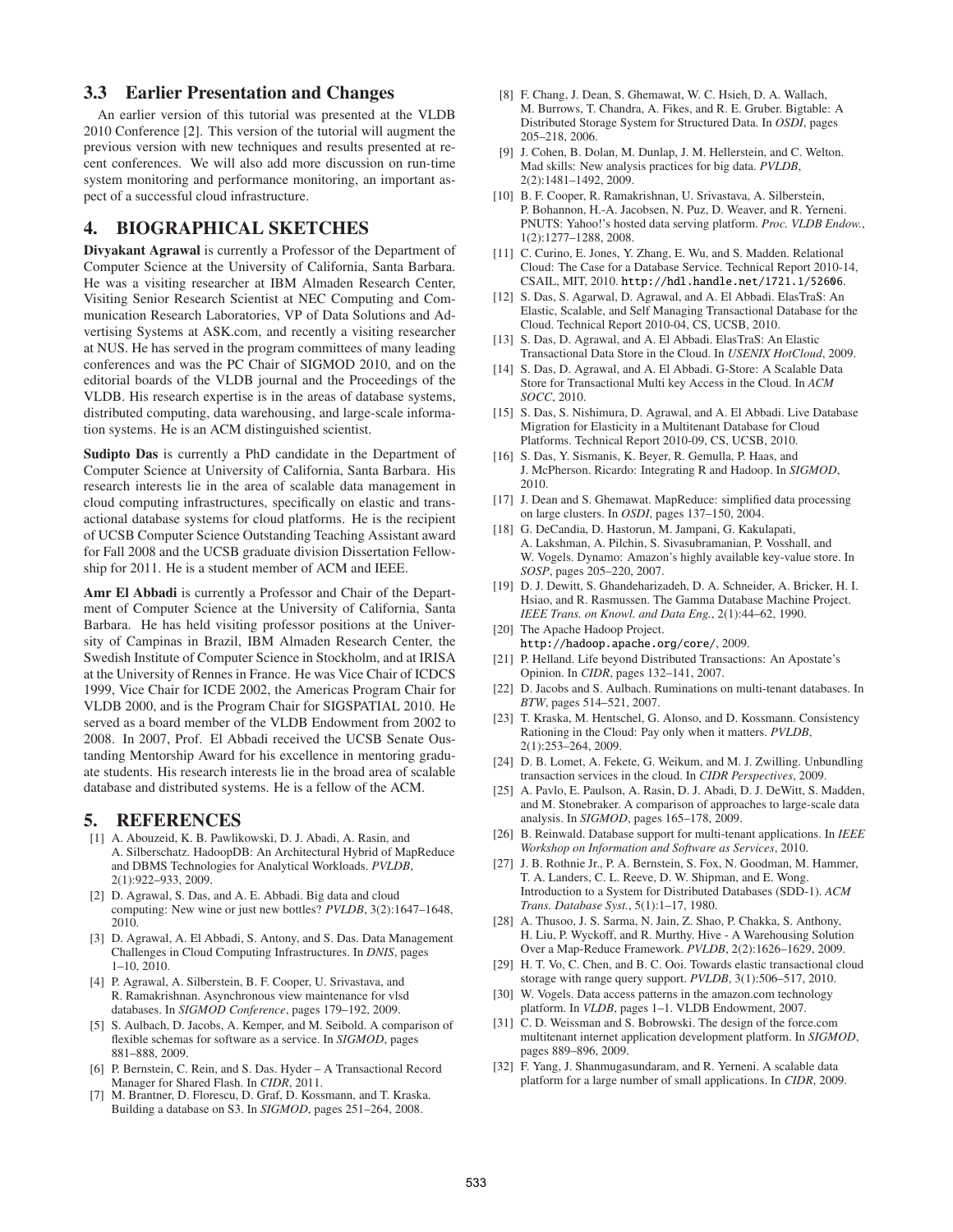### 3.3 Earlier Presentation and Changes

An earlier version of this tutorial was presented at the VLDB 2010 Conference [2]. This version of the tutorial will augment the previous version with new techniques and results presented at recent conferences. We will also add more discussion on run-time system monitoring and performance monitoring, an important aspect of a successful cloud infrastructure.

## 4. BIOGRAPHICAL SKETCHES

**Divyakant Agrawal** is currently a Professor of the Department of Computer Science at the University of California, Santa Barbara. He was a visiting researcher at IBM Almaden Research Center, Visiting Senior Research Scientist at NEC Computing and Communication Research Laboratories, VP of Data Solutions and Advertising Systems at ASK.com, and recently a visiting researcher at NUS. He has served in the program committees of many leading conferences and was the PC Chair of SIGMOD 2010, and on the editorial boards of the VLDB journal and the Proceedings of the VLDB. His research expertise is in the areas of database systems, distributed computing, data warehousing, and large-scale information systems. He is an ACM distinguished scientist.

**Sudipto Das** is currently a PhD candidate in the Department of Computer Science at University of California, Santa Barbara. His research interests lie in the area of scalable data management in cloud computing infrastructures, specifically on elastic and transactional database systems for cloud platforms. He is the recipient of UCSB Computer Science Outstanding Teaching Assistant award for Fall 2008 and the UCSB graduate division Dissertation Fellowship for 2011. He is a student member of ACM and IEEE.

**Amr El Abbadi** is currently a Professor and Chair of the Department of Computer Science at the University of California, Santa Barbara. He has held visiting professor positions at the University of Campinas in Brazil, IBM Almaden Research Center, the Swedish Institute of Computer Science in Stockholm, and at IRISA at the University of Rennes in France. He was Vice Chair of ICDCS 1999, Vice Chair for ICDE 2002, the Americas Program Chair for VLDB 2000, and is the Program Chair for SIGSPATIAL 2010. He served as a board member of the VLDB Endowment from 2002 to 2008. In 2007, Prof. El Abbadi received the UCSB Senate Oustanding Mentorship Award for his excellence in mentoring graduate students. His research interests lie in the broad area of scalable database and distributed systems. He is a fellow of the ACM.

## 5. REFERENCES

[1] A. Abouzeid, K. B. Pawlikowski, D. J. Abadi, A. Rasin, and A. Silberschatz. HadoopDB: An Architectural Hybrid of MapReduce and DBMS Technologies for Analytical Workloads. *PVLDB*, 2(1):922–933, 2009.

[2] D. Agrawal, S. Das, and A. E. Abbadi. Big data and cloud computing: New wine or just new bottles? *PVLDB*, 3(2):1647–1648, 2010.

[3] D. Agrawal, A. El Abbadi, S. Antony, and S. Das. Data Management Challenges in Cloud Computing Infrastructures. In *DNIS*, pages 1–10, 2010.

[4] P. Agrawal, A. Silberstein, B. F. Cooper, U. Srivastava, and R. Ramakrishnan. Asynchronous view maintenance for vlsd databases. In *SIGMOD Conference*, pages 179–192, 2009.

[5] S. Aulbach, D. Jacobs, A. Kemper, and M. Seibold. A comparison of flexible schemas for software as a service. In *SIGMOD*, pages 881–888, 2009.

[6] P. Bernstein, C. Rein, and S. Das. Hyder – A Transactional Record Manager for Shared Flash. In *CIDR*, 2011.

[7] M. Brantner, D. Florescu, D. Graf, D. Kossmann, and T. Kraska. Building a database on S3. In *SIGMOD*, pages 251–264, 2008.

[8] F. Chang, J. Dean, S. Ghemawat, W. C. Hsieh, D. A. Wallach, M. Burrows, T. Chandra, A. Fikes, and R. E. Gruber. Bigtable: A Distributed Storage System for Structured Data. In *OSDI*, pages 205–218, 2006.

[9] J. Cohen, B. Dolan, M. Dunlap, J. M. Hellerstein, and C. Welton. Mad skills: New analysis practices for big data. *PVLDB*, 2(2):1481–1492, 2009.

[10] B. F. Cooper, R. Ramakrishnan, U. Srivastava, A. Silberstein, P. Bohannon, H.-A. Jacobsen, N. Puz, D. Weaver, and R. Yerneni. PNUTS: Yahoo!'s hosted data serving platform. *Proc. VLDB Endow.*, 1(2):1277–1288, 2008.

[11] C. Curino, E. Jones, Y. Zhang, E. Wu, and S. Madden. Relational Cloud: The Case for a Database Service. Technical Report 2010-14, CSAIL, MIT, 2010. http://hdl.handle.net/1721.1/52606.

[12] S. Das, S. Agarwal, D. Agrawal, and A. El Abbadi. ElasTraS: An Elastic, Scalable, and Self Managing Transactional Database for the Cloud. Technical Report 2010-04, CS, UCSB, 2010.

[13] S. Das, D. Agrawal, and A. El Abbadi. ElasTraS: An Elastic Transactional Data Store in the Cloud. In *USENIX HotCloud*, 2009.

[14] S. Das, D. Agrawal, and A. El Abbadi. G-Store: A Scalable Data Store for Transactional Multi key Access in the Cloud. In *ACM SOCC*, 2010.

[15] S. Das, S. Nishimura, D. Agrawal, and A. El Abbadi. Live Database Migration for Elasticity in a Multitenant Database for Cloud Platforms. Technical Report 2010-09, CS, UCSB, 2010.

[16] S. Das, Y. Sismanis, K. Beyer, R. Gemulla, P. Haas, and J. McPherson. Ricardo: Integrating R and Hadoop. In *SIGMOD*, 2010.

[17] J. Dean and S. Ghemawat. MapReduce: simplified data processing on large clusters. In *OSDI*, pages 137–150, 2004.

[18] G. DeCandia, D. Hastorun, M. Jampani, G. Kakulapati, A. Lakshman, A. Pilchin, S. Sivasubramanian, P. Vosshall, and W. Vogels. Dynamo: Amazon's highly available key-value store. In *SOSP*, pages 205–220, 2007.

[19] D. J. Dewitt, S. Ghandeharizadeh, D. A. Schneider, A. Bricker, H. I. Hsiao, and R. Rasmussen. The Gamma Database Machine Project. *IEEE Trans. on Knowl. and Data Eng.*, 2(1):44–62, 1990.

[20] The Apache Hadoop Project. http://hadoop.apache.org/core/, 2009.

[21] P. Helland. Life beyond Distributed Transactions: An Apostate's Opinion. In *CIDR*, pages 132–141, 2007.

[22] D. Jacobs and S. Aulbach. Ruminations on multi-tenant databases. In *BTW*, pages 514–521, 2007.

[23] T. Kraska, M. Hentschel, G. Alonso, and D. Kossmann. Consistency Rationing in the Cloud: Pay only when it matters. *PVLDB*, 2(1):253–264, 2009.

[24] D. B. Lomet, A. Fekete, G. Weikum, and M. J. Zwilling. Unbundling transaction services in the cloud. In *CIDR Perspectives*, 2009.

[25] A. Pavlo, E. Paulson, A. Rasin, D. J. Abadi, D. J. DeWitt, S. Madden, and M. Stonebraker. A comparison of approaches to large-scale data analysis. In *SIGMOD*, pages 165–178, 2009.

[26] B. Reinwald. Database support for multi-tenant applications. In *IEEE Workshop on Information and Software as Services*, 2010.

[27] J. B. Rothnie Jr., P. A. Bernstein, S. Fox, N. Goodman, M. Hammer, T. A. Landers, C. L. Reeve, D. W. Shipman, and E. Wong. Introduction to a System for Distributed Databases (SDD-1). *ACM Trans. Database Syst.*, 5(1):1–17, 1980.

[28] A. Thusoo, J. S. Sarma, N. Jain, Z. Shao, P. Chakka, S. Anthony, H. Liu, P. Wyckoff, and R. Murthy. Hive - A Warehousing Solution Over a Map-Reduce Framework. *PVLDB*, 2(2):1626–1629, 2009.

[29] H. T. Vo, C. Chen, and B. C. Ooi. Towards elastic transactional cloud storage with range query support. *PVLDB*, 3(1):506–517, 2010.

[30] W. Vogels. Data access patterns in the amazon.com technology platform. In *VLDB*, pages 1–1. VLDB Endowment, 2007.

[31] C. D. Weissman and S. Bobrowski. The design of the force.com multitenant internet application development platform. In *SIGMOD*, pages 889–896, 2009.

[32] F. Yang, J. Shanmugasundaram, and R. Yerneni. A scalable data platform for a large number of small applications. In *CIDR*, 2009.